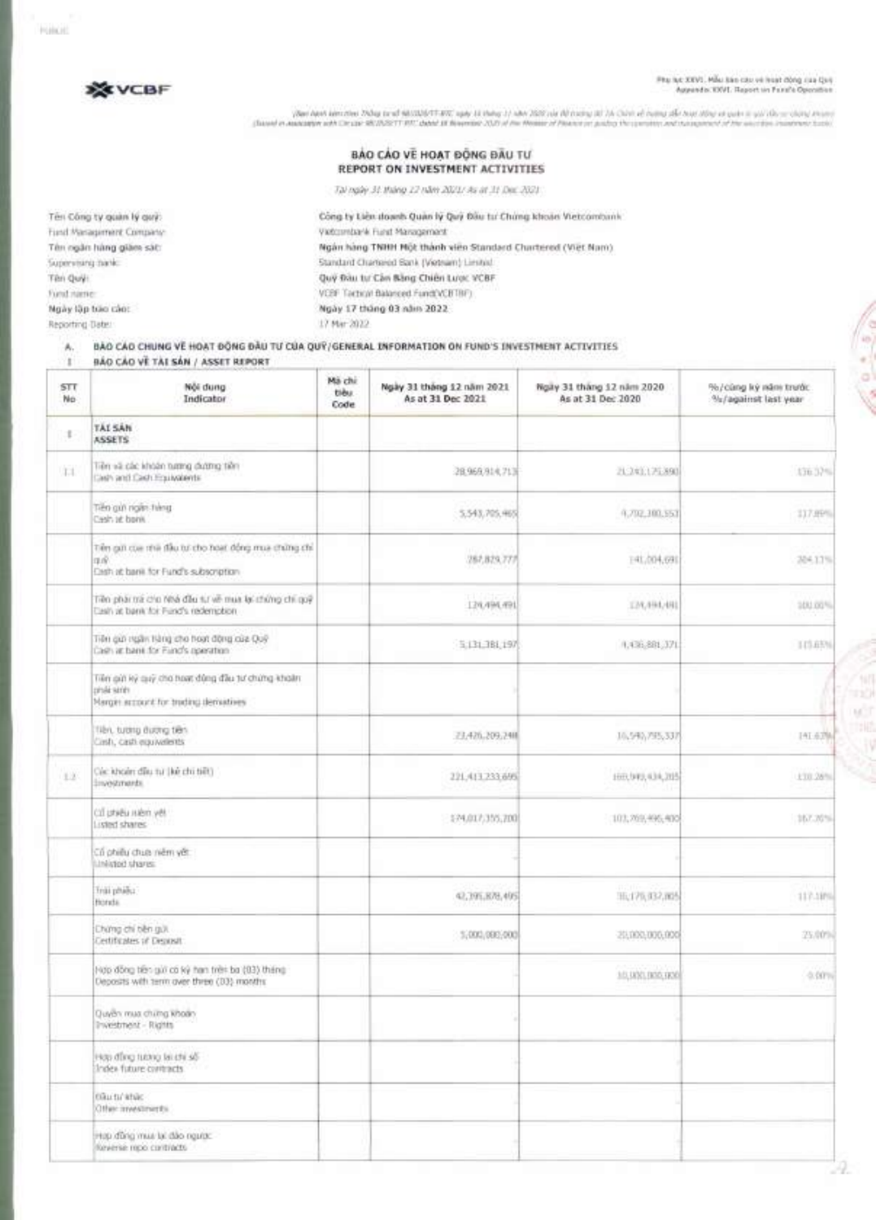VCBF

Phụ lục XXVI. Mẫu báo cáo về hoạt động của Quỹ
Appendix XXVI. Report on Fund's Operation

(Ban hành kèm theo Thông tư số 98/2020/TT-BTC ngày 16 tháng 11 năm 2020 của Bộ trưởng Bộ Tài Chính về hướng dẫn hoạt động và quản lý quỹ đầu tư chứng khoán)
(Issued in association with Circular 98/2020/TT-BTC dated 16 November 2020 of the Minister of Finance on guiding the operation and management of the securities investment funds)

# BÁO CÁO VỀ HOẠT ĐỘNG ĐẦU TƯ
# REPORT ON INVESTMENT ACTIVITIES

*Tại ngày 31 tháng 12 năm 2021/ As at 31 Dec 2021*

| | |
|---|---|
| Tên Công ty quản lý quỹ:<br>Fund Management Company: | **Công ty Liên doanh Quản lý Quỹ Đầu tư Chứng khoán Vietcombank**<br>Vietcombank Fund Management |
| Tên ngân hàng giám sát:<br>Supervising bank: | **Ngân hàng TNHH Một thành viên Standard Chartered (Việt Nam)**<br>Standard Chartered Bank (Vietnam) Limited |
| Tên Quỹ:<br>Fund name: | **Quỹ Đầu tư Cân Bằng Chiến Lược VCBF**<br>VCBF Tactical Balanced Fund(VCBTBF) |
| Ngày lập báo cáo:<br>Reporting Date: | **Ngày 17 tháng 03 năm 2022**<br>17 Mar 2022 |

A. **BÁO CÁO CHUNG VỀ HOẠT ĐỘNG ĐẦU TƯ CỦA QUỸ/GENERAL INFORMATION ON FUND'S INVESTMENT ACTIVITIES**

I **BÁO CÁO VỀ TÀI SẢN / ASSET REPORT**

| STT<br>No | Nội dung<br>Indicator | Mã chỉ tiêu<br>Code | Ngày 31 tháng 12 năm 2021<br>As at 31 Dec 2021 | Ngày 31 tháng 12 năm 2020<br>As at 31 Dec 2020 | %/cùng kỳ năm trước<br>%/against last year |
|---|---|---|---|---|---|
| I | **TÀI SẢN**<br>**ASSETS** | | | | |
| 1.1 | Tiền và các khoản tương đương tiền<br>Cash and Cash Equivalents | | 28,969,914,713 | 21,243,175,890 | 136.37% |
| | Tiền gửi ngân hàng<br>Cash at bank | | 5,543,705,465 | 4,702,380,553 | 117.89% |
| | Tiền gửi của nhà đầu tư cho hoạt động mua chứng chỉ quỹ<br>Cash at bank for Fund's subscription | | 287,829,777 | 141,004,691 | 204.13% |
| | Tiền phải trả cho Nhà đầu tư về mua lại chứng chỉ quỹ<br>Cash at bank for Fund's redemption | | 124,494,491 | 124,494,491 | 100.00% |
| | Tiền gửi ngân hàng cho hoạt động của Quỹ<br>Cash at bank for Fund's operation | | 5,131,381,197 | 4,436,881,371 | 115.65% |
| | Tiền gửi ký quỹ cho hoạt động đầu tư chứng khoán phái sinh<br>Margin account for trading derivatives | | | | |
| | Tiền, tương đương tiền<br>Cash, cash equivalents | | 23,426,209,248 | 16,540,795,337 | 141.63% |
| 1.2 | Các khoản đầu tư (kê chi tiết)<br>Investments | | 221,413,233,695 | 169,949,434,205 | 130.28% |
| | Cổ phiếu niêm yết<br>Listed shares | | 174,017,355,200 | 103,769,496,400 | 167.70% |
| | Cổ phiếu chưa niêm yết<br>Unlisted shares | | | | |
| | Trái phiếu<br>Bonds | | 42,395,878,495 | 36,179,937,805 | 117.18% |
| | Chứng chỉ tiền gửi<br>Certificates of Deposit | | 5,000,000,000 | 20,000,000,000 | 25.00% |
| | Hợp đồng tiền gửi có kỳ hạn trên ba (03) tháng<br>Deposits with term over three (03) months | | | 10,000,000,000 | 0.00% |
| | Quyền mua chứng khoán<br>Investment - Rights | | | | |
| | Hợp đồng tương lai chỉ số<br>Index future contracts | | | | |
| | Đầu tư khác<br>Other investments | | | | |
| | Hợp đồng mua lại đảo ngược<br>Reverse repo contracts | | | | |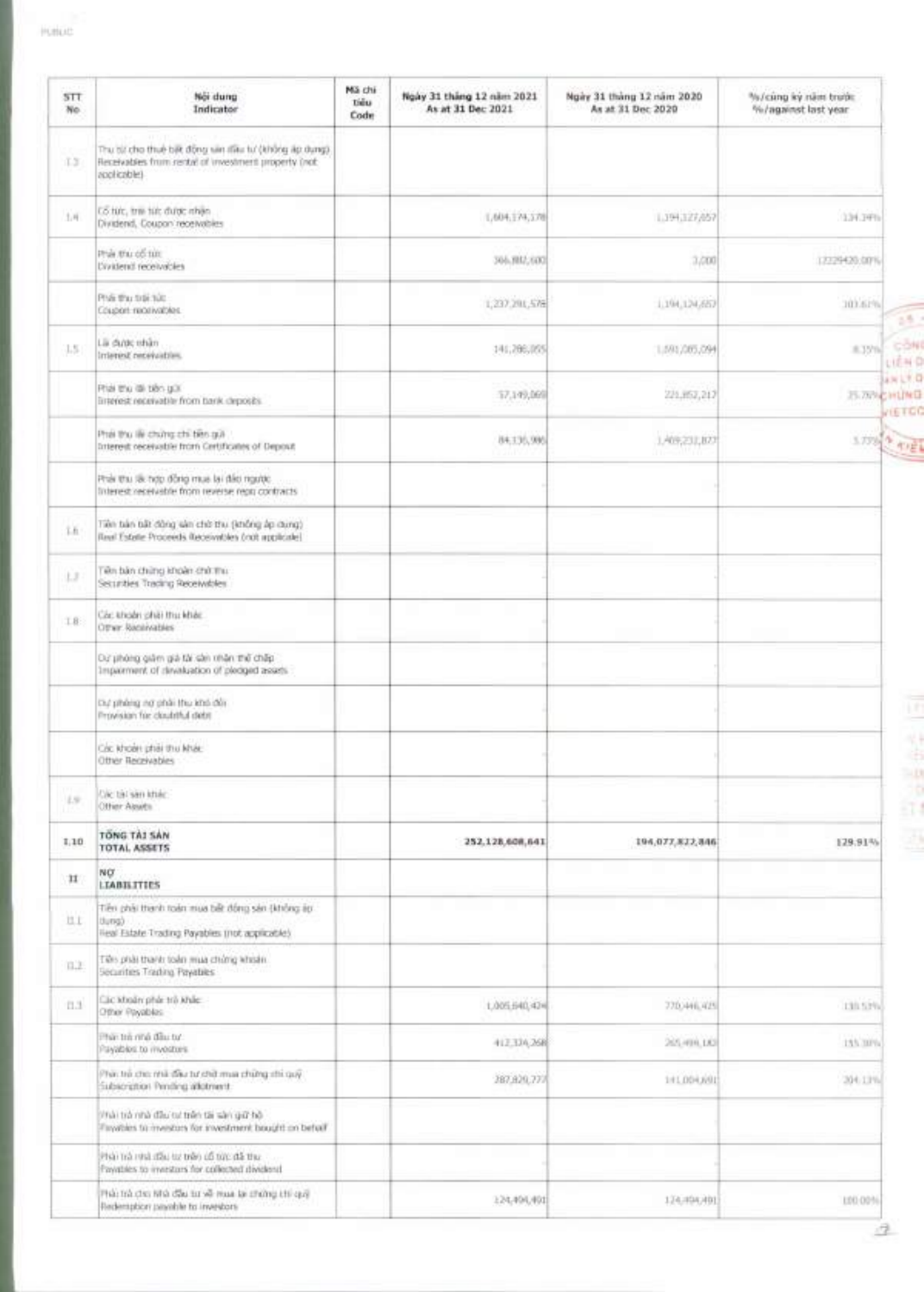| STT No | Nội dung Indicator | Mã chỉ tiêu Code | Ngày 31 tháng 12 năm 2021 As at 31 Dec 2021 | Ngày 31 tháng 12 năm 2020 As at 31 Dec 2020 | %/cùng kỳ năm trước %/against last year |
|---|---|---|---|---|---|
| 1.3 | Thu từ cho thuê bất động sản đầu tư (không áp dụng) Receivables from rental of investment property (not applicable) | | | | |
| 1.4 | Cổ tức, trái tức được nhận Dividend, Coupon receivables | | 1,604,174,178 | 1,194,127,657 | 134.34% |
| | Phải thu cổ tức Dividend receivables | | 366,882,600 | 3,000 | 12229420.00% |
| | Phải thu trái tức Coupon receivables | | 1,237,291,578 | 1,194,124,657 | 103.61% |
| 1.5 | Lãi được nhận Interest receivables | | 141,286,055 | 1,691,085,094 | 8.35% |
| | Phải thu lãi tiền gửi Interest receivable from bank deposits | | 57,149,069 | 221,852,217 | 25.76% |
| | Phải thu lãi chứng chỉ tiền gửi Interest receivable from Certificates of Deposit | | 84,136,986 | 1,469,232,877 | 5.73% |
| | Phải thu lãi hợp đồng mua lại đảo ngược Interest receivable from reverse repo contracts | | | | |
| 1.6 | Tiền bán bất động sản chờ thu (không áp dụng) Real Estate Proceeds Receivables (not applicable) | | | | |
| 1.7 | Tiền bán chứng khoán chờ thu Securities Trading Receivables | | | | |
| 1.8 | Các khoản phải thu khác Other Receivables | | | | |
| | Dự phòng giảm giá tài sản nhận thế chấp Impairment of devaluation of pledged assets | | | | |
| | Dự phòng nợ phải thu khó đòi Provision for doubtful debt | | | | |
| | Các khoản phải thu khác Other Receivables | | | | |
| 1.9 | Các tài sản khác Other Assets | | | | |
| 1.10 | **TỔNG TÀI SẢN TOTAL ASSETS** | | **252,128,608,641** | **194,077,822,846** | **129.91%** |
| II | **NỢ LIABILITIES** | | | | |
| II.1 | Tiền phải thanh toán mua bất động sản (không áp dụng) Real Estate Trading Payables (not applicable) | | | | |
| II.2 | Tiền phải thanh toán mua chứng khoán Securities Trading Payables | | | | |
| II.3 | Các khoản phải trả khác Other Payables | | 1,005,640,424 | 770,446,425 | 130.53% |
| | Phải trả nhà đầu tư Payables to investors | | 412,324,268 | 265,499,182 | 155.30% |
| | Phải trả cho nhà đầu tư chờ mua chứng chỉ quỹ Subscription Pending allotment | | 287,829,777 | 141,004,691 | 204.13% |
| | Phải trả nhà đầu tư trên tài sản giữ hộ Payables to investors for investment bought on behalf | | | | |
| | Phải trả nhà đầu tư trên cổ tức đã thu Payables to investors for collected dividend | | | | |
| | Phải trả cho Nhà đầu tư về mua lại chứng chỉ quỹ Redemption payable to investors | | 124,494,491 | 124,494,491 | 100.00% |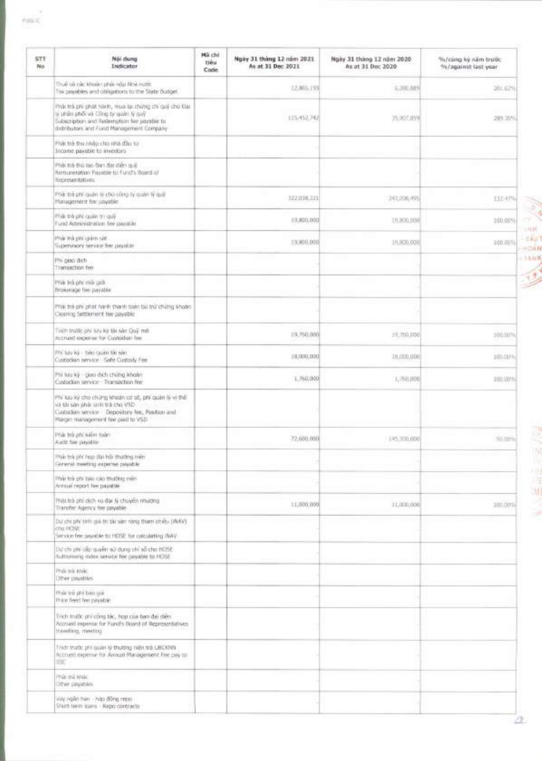| STT No | Nội dung Indicator | Mã chỉ tiêu Code | Ngày 31 tháng 12 năm 2021 As at 31 Dec 2021 | Ngày 31 tháng 12 năm 2020 As at 31 Dec 2020 | %/cùng kỳ năm trước %/against last year |
|---|---|---|---|---|---|
| | Thuế và các khoản phải nộp Nhà nước Tax payables and obligations to the State Budget | | 12,865,193 | 6,380,089 | 201.62% |
| | Phải trả phí phát hành, mua lại chứng chỉ quỹ cho Đại lý phân phối và Công ty quản lý quỹ Subscription and Redemption fee payable to distributors and Fund Management Company | | 115,452,742 | 39,937,859 | 289.30% |
| | Phải trả thu nhập cho nhà đầu tư Income payable to investors | | | | |
| | Phải trả thù lao Ban đại diện quỹ Remuneration Payable to Fund's Board of Representatives | | | | |
| | Phải trả phí quản lý cho công ty quản lý quỹ Management fee payable | | 322,038,221 | 243,206,495 | 132.47% |
| | Phải trả phí quản trị quỹ Fund Administration fee payable | | 19,800,000 | 19,800,000 | 100.00% |
| | Phải trả phí giám sát Supervisory service fee payable | | 19,800,000 | 19,800,000 | 100.00% |
| | Phí giao dịch Transaction fee | | | | |
| | Phải trả phí môi giới Brokerage fee payable | | | | |
| | Phải trả phí phát hành thanh toán bù trừ chứng khoán Clearing Settlement fee payable | | | | |
| | Trích trước phí lưu ký tài sản Quỹ mở Accrued expense for Custodian fee | | 19,760,000 | 19,760,000 | 100.00% |
| | Phí lưu ký - bảo quản tài sản Custodian service - Safe Custody Fee | | 18,000,000 | 18,000,000 | 100.00% |
| | Phí lưu ký - giao dịch chứng khoán Custodian service - Transaction fee | | 1,760,000 | 1,760,000 | 100.00% |
| | Phí lưu ký cho chứng khoán cơ sở, phí quản lý vị thế và tài sản phái sinh trả cho VSD Custodian service - Depository fee, Position and Margin management fee paid to VSD | | | | |
| | Phải trả phí kiểm toán Audit fee payable | | 72,600,000 | 145,200,000 | 50.00% |
| | Phải trả phí họp đại hội thường niên General meeting expense payable | | | | |
| | Phải trả phí báo cáo thường niên Annual report fee payable | | | | |
| | Phải trả phí dịch vụ đại lý chuyển nhượng Transfer Agency fee payable | | 11,000,000 | 11,000,000 | 100.00% |
| | Dự chi phí tính giá trị tài sản ròng tham chiếu (iNAV) cho HOSE Service fee payable to HOSE for calculating iNAV | | | | |
| | Dự chi phí cấp quyền sử dụng chỉ số cho HOSE Authorising index service fee payable to HOSE | | | | |
| | Phải trả khác Other payables | | | | |
| | Phải trả phí báo giá Price feed fee payable | | | | |
| | Trích trước phí công tác, họp của ban đại diện Accrued expense for Fund's Board of Representatives travelling, meeting | | | | |
| | Trích trước phí quản lý thường niên trả UBCKNN Accrued expense for Annual Management Fee pay to SSC | | | | |
| | Phải trả khác Other payables | | | | |
| | Vay ngắn hạn - hợp đồng repo Short-term loans - Repo contracts | | | | |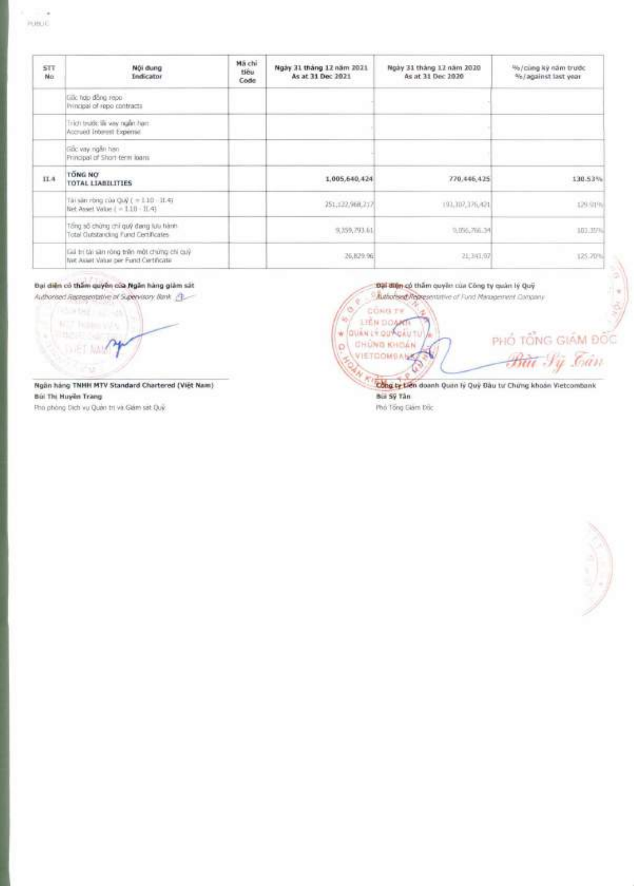| STT<br>No | Nội dung<br>Indicator | Mã chỉ tiêu<br>Code | Ngày 31 tháng 12 năm 2021<br>As at 31 Dec 2021 | Ngày 31 tháng 12 năm 2020<br>As at 31 Dec 2020 | %/cùng kỳ năm trước<br>%/against last year |
|---|---|---|---|---|---|
| | Gốc hợp đồng repo<br>Principal of repo contracts | | - | - | |
| | Trích trước lãi vay ngắn hạn<br>Accrued Interest Expense | | - | - | |
| | Gốc vay ngắn hạn<br>Principal of Short-term loans | | - | - | |
| II.4 | **TỔNG NỢ**<br>**TOTAL LIABILITIES** | | **1,005,640,424** | **770,446,425** | **130.53%** |
| | Tài sản ròng của Quỹ ( = I.10 - II.4)<br>Net Asset Value ( = I.10 - II.4) | | 251,122,968,217 | 193,307,176,421 | 129.91% |
| | Tổng số chứng chỉ quỹ đang lưu hành<br>Total Outstanding Fund Certificates | | 9,359,793.61 | 9,056,766.34 | 103.35% |
| | Giá trị tài sản ròng trên một chứng chỉ quỹ<br>Net Asset Value per Fund Certificate | | 26,829.96 | 21,343.97 | 125.70% |

**Đại diện có thẩm quyền của Ngân hàng giám sát**
*Authorised Representative of Supervisory Bank*

**Ngân hàng TNHH MTV Standard Chartered (Việt Nam)**
**Bùi Thị Huyền Trang**
Phó phòng Dịch vụ Quản trị và Giám sát Quỹ

**Đại diện có thẩm quyền của Công ty quản lý Quỹ**
*Authorised Representative of Fund Management Company*

PHÓ TỔNG GIÁM ĐỐC
Bùi Sỹ Tân

**Công ty Liên doanh Quản lý Quỹ Đầu tư Chứng khoán Vietcombank**
**Bùi Sỹ Tân**
Phó Tổng Giám Đốc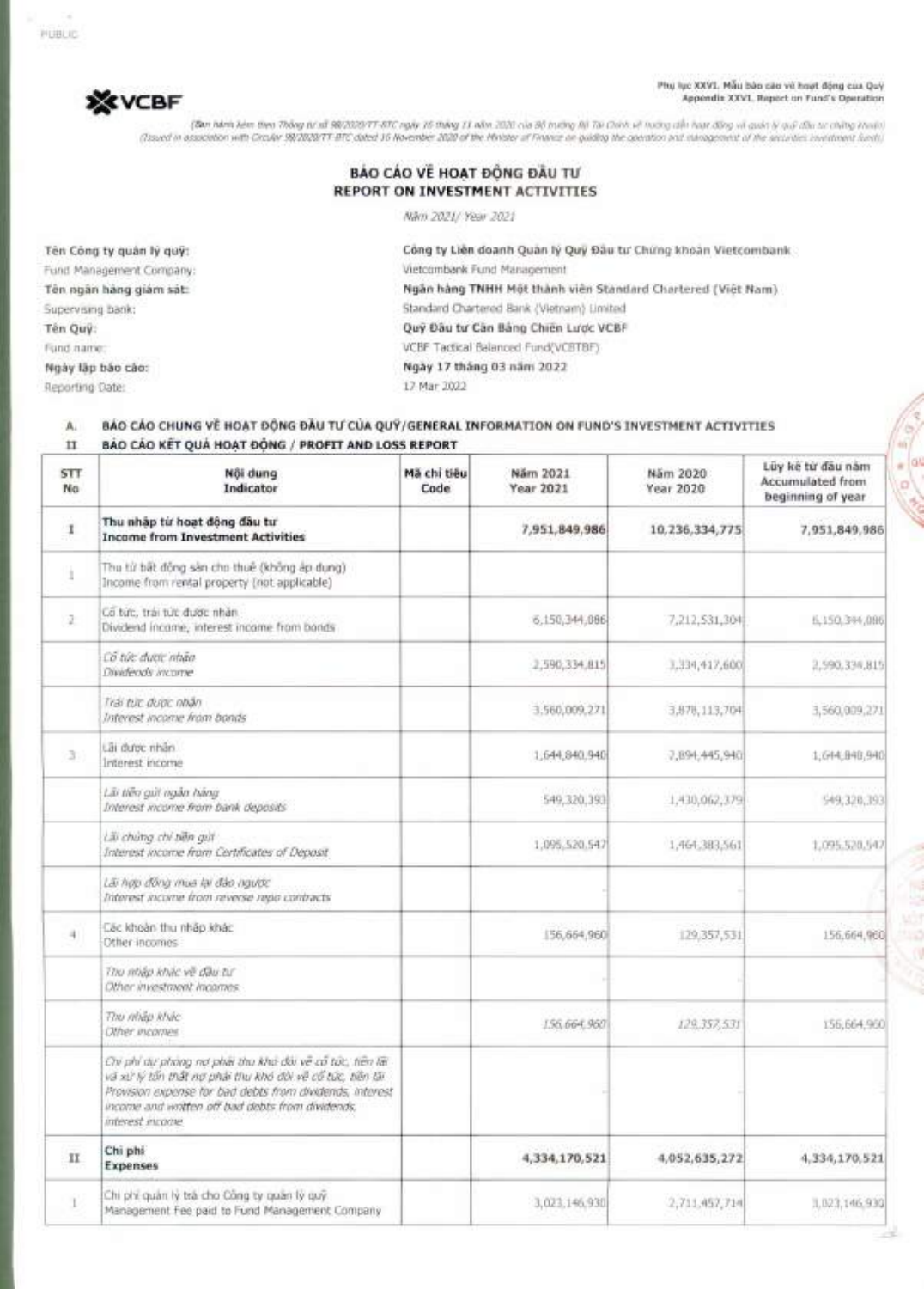PUBLIC

**VCBF**

Phụ lục XXVI. Mẫu báo cáo về hoạt động của Quỹ
Appendix XXVI. Report on Fund's Operation

*(Ban hành kèm theo Thông tư số 98/2020/TT-BTC ngày 16 tháng 11 năm 2020 của Bộ trưởng Bộ Tài Chính về hướng dẫn hoạt động và quản lý quỹ đầu tư chứng khoán)*
*(Issued in association with Circular 98/2020/TT-BTC dated 16 November 2020 of the Minister of Finance on guiding the operation and management of the securities investment funds)*

# BÁO CÁO VỀ HOẠT ĐỘNG ĐẦU TƯ
# REPORT ON INVESTMENT ACTIVITIES

*Năm 2021/ Year 2021*

| | |
|---|---|
| **Tên Công ty quản lý quỹ:** | **Công ty Liên doanh Quản lý Quỹ Đầu tư Chứng khoán Vietcombank** |
| Fund Management Company: | Vietcombank Fund Management |
| **Tên ngân hàng giám sát:** | **Ngân hàng TNHH Một thành viên Standard Chartered (Việt Nam)** |
| Supervising bank: | Standard Chartered Bank (Vietnam) Limited |
| **Tên Quỹ:** | **Quỹ Đầu tư Cân Bằng Chiến Lược VCBF** |
| Fund name: | VCBF Tactical Balanced Fund(VCBTBF) |
| **Ngày lập báo cáo:** | **Ngày 17 tháng 03 năm 2022** |
| Reporting Date: | 17 Mar 2022 |

**A. BÁO CÁO CHUNG VỀ HOẠT ĐỘNG ĐẦU TƯ CỦA QUỸ/GENERAL INFORMATION ON FUND'S INVESTMENT ACTIVITIES**

**II BÁO CÁO KẾT QUẢ HOẠT ĐỘNG / PROFIT AND LOSS REPORT**

| STT<br>No | Nội dung<br>Indicator | Mã chỉ tiêu<br>Code | Năm 2021<br>Year 2021 | Năm 2020<br>Year 2020 | Lũy kế từ đầu năm<br>Accumulated from beginning of year |
|---|---|---|---|---|---|
| **I** | **Thu nhập từ hoạt động đầu tư<br>Income from Investment Activities** | | **7,951,849,986** | **10,236,334,775** | **7,951,849,986** |
| 1 | Thu từ bất động sản cho thuê (không áp dụng)<br>Income from rental property (not applicable) | | | | |
| 2 | Cổ tức, trái tức được nhận<br>Dividend income, interest income from bonds | | 6,150,344,086 | 7,212,531,304 | 6,150,344,086 |
| | *Cổ tức được nhận<br>Dividends income* | | 2,590,334,815 | 3,334,417,600 | 2,590,334,815 |
| | *Trái tức được nhận<br>Interest income from bonds* | | 3,560,009,271 | 3,878,113,704 | 3,560,009,271 |
| 3 | Lãi được nhận<br>Interest income | | 1,644,840,940 | 2,894,445,940 | 1,644,840,940 |
| | *Lãi tiền gửi ngân hàng<br>Interest income from bank deposits* | | 549,320,393 | 1,430,062,379 | 549,320,393 |
| | *Lãi chứng chỉ tiền gửi<br>Interest income from Certificates of Deposit* | | 1,095,520,547 | 1,464,383,561 | 1,095,520,547 |
| | *Lãi hợp đồng mua lại đảo ngược<br>Interest income from reverse repo contracts* | | | | |
| 4 | Các khoản thu nhập khác<br>Other incomes | | 156,664,960 | 129,357,531 | 156,664,960 |
| | *Thu nhập khác về đầu tư<br>Other investment incomes* | | | | |
| | *Thu nhập khác<br>Other incomes* | | 156,664,960 | 129,357,531 | 156,664,960 |
| | *Chi phí dự phòng nợ phải thu khó đòi về cổ tức, tiền lãi và xử lý tổn thất nợ phải thu khó đòi về cổ tức, tiền lãi<br>Provision expense for bad debts from dividends, interest income and written off bad debts from dividends, interest income* | | | | |
| **II** | **Chi phí<br>Expenses** | | **4,334,170,521** | **4,052,635,272** | **4,334,170,521** |
| 1 | Chi phí quản lý trả cho Công ty quản lý quỹ<br>Management Fee paid to Fund Management Company | | 3,023,146,930 | 2,711,457,714 | 3,023,146,930 |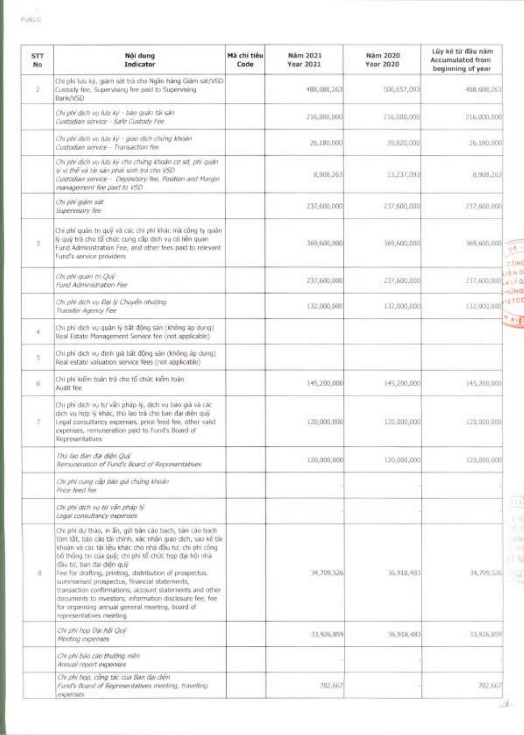| STT No | Nội dung Indicator | Mã chỉ tiêu Code | Năm 2021 Year 2021 | Năm 2020 Year 2020 | Lũy kế từ đầu năm Accumulated from beginning of year |
|---|---|---|---|---|---|
| 2 | Chi phí lưu ký, giám sát trả cho Ngân hàng Giám sát/VSD Custody fee, Supervising fee paid to Supervising Bank/VSD | | 488,688,263 | 506,657,093 | 488,688,263 |
| | *Chi phí dịch vụ lưu ký - bảo quản tài sản Custodian service - Safe Custody Fee* | | 216,000,000 | 216,000,000 | 216,000,000 |
| | *Chi phí dịch vụ lưu ký - giao dịch chứng khoán Custodian service - Transaction fee* | | 26,180,000 | 39,820,000 | 26,180,000 |
| | *Chi phí dịch vụ lưu ký cho chứng khoán cơ sở, phí quản lý vị thế và tài sản phái sinh trả cho VSD Custodian service - Depository fee, Position and Margin management fee paid to VSD* | | 8,908,263 | 13,237,093 | 8,908,263 |
| | *Chi phí giám sát Supervisory fee* | | 237,600,000 | 237,600,000 | 237,600,000 |
| 3 | Chi phí quản trị quỹ và các chi phí khác mà công ty quản lý quỹ trả cho tổ chức cung cấp dịch vụ có liên quan Fund Administration Fee, and other fees paid to relevant Fund's service providers | | 369,600,000 | 369,600,000 | 369,600,000 |
| | *Chi phí quản trị Quỹ Fund Administration Fee* | | 237,600,000 | 237,600,000 | 237,600,000 |
| | *Chi phí dịch vụ Đại lý Chuyển nhượng Transfer Agency Fee* | | 132,000,000 | 132,000,000 | 132,000,000 |
| 4 | Chi phí dịch vụ quản lý bất động sản (không áp dụng) Real Estate Management Service fee (not applicable) | | | | |
| 5 | Chi phí dịch vụ định giá bất động sản (không áp dụng) Real estate valuation service fees (not applicable) | | | | |
| 6 | Chi phí kiểm toán trả cho tổ chức kiểm toán Audit fee | | 145,200,000 | 145,200,000 | 145,200,000 |
| 7 | Chi phí dịch vụ tư vấn pháp lý, dịch vụ báo giá và các dịch vụ hợp lý khác, thù lao trả cho ban đại diện quỹ Legal consultancy expenses, price feed fee, other valid expenses, remuneration paid to Fund's Board of Representatives | | 120,000,000 | 120,000,000 | 120,000,000 |
| | *Thù lao Ban đại diện Quỹ Remuneration of Fund's Board of Representatives* | | 120,000,000 | 120,000,000 | 120,000,000 |
| | *Chi phí cung cấp báo giá chứng khoán Price feed fee* | | - | - | - |
| | *Chi phí dịch vụ tư vấn pháp lý Legal consultancy expenses* | | - | - | - |
| 8 | Chi phí dự thảo, in ấn, gửi bản cáo bạch, bản cáo bạch tóm tắt, báo cáo tài chính, xác nhận giao dịch, sao kê tài khoản và các tài liệu khác cho nhà đầu tư; chi phí công bố thông tin của quỹ; chi phí tổ chức họp đại hội nhà đầu tư, ban đại diện quỹ Fee for drafting, printing, distribution of prospectus, summarised prospectus, financial statements, transaction confirmations, account statements and other documents to investors; information disclosure fee; fee for organising annual general meeting, board of representatives meeting | | 34,709,526 | 36,918,483 | 34,709,526 |
| | *Chi phí họp Đại hội Quỹ Meeting expenses* | | 33,926,859 | 36,918,483 | 33,926,859 |
| | *Chi phí báo cáo thường niên Annual report expenses* | | - | - | - |
| | *Chi phí họp, công tác của Ban đại diện Fund's Board of Representatives meeting, traveling expenses* | | 782,667 | - | 782,667 |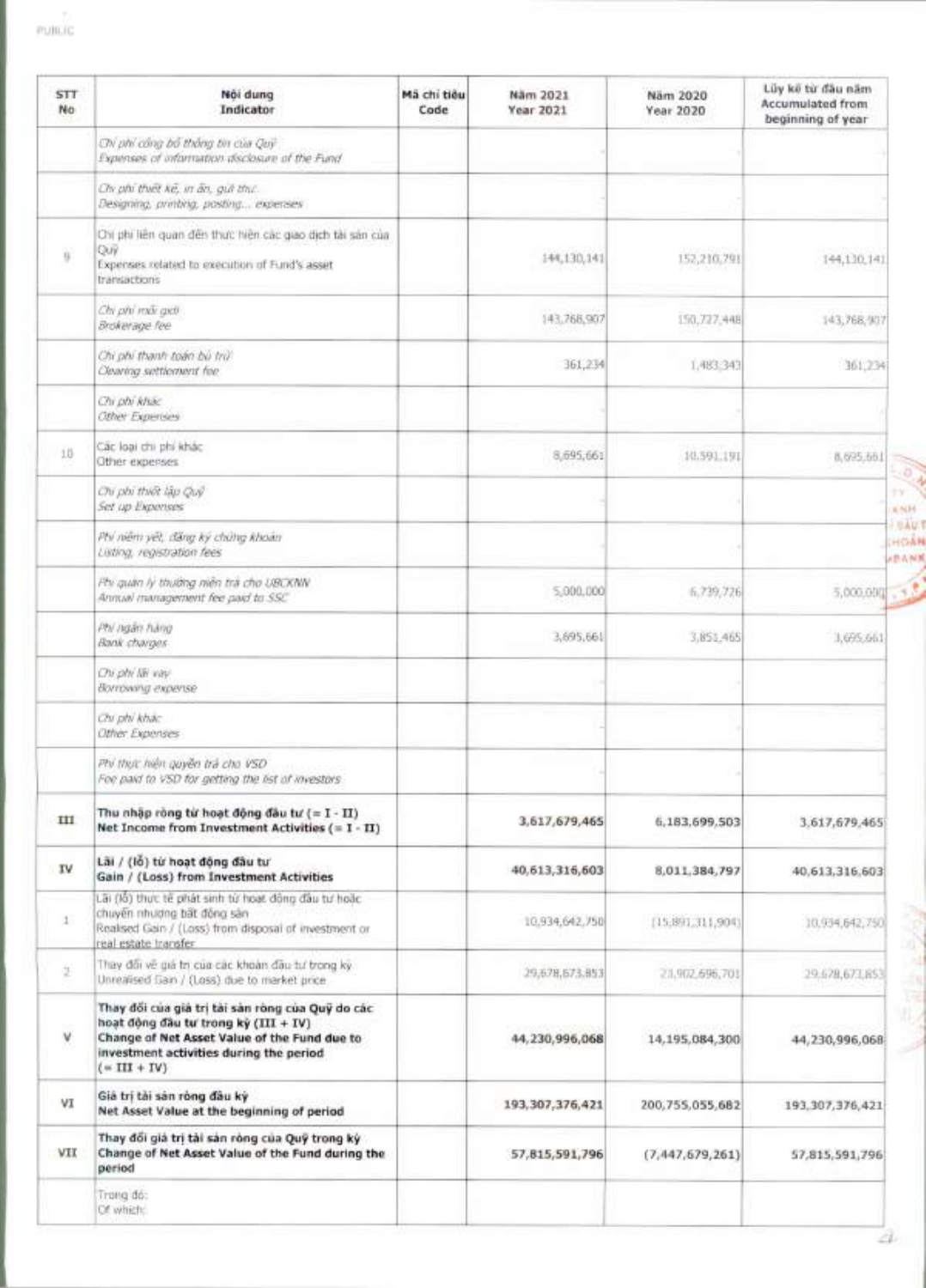| STT<br>No | Nội dung<br>Indicator | Mã chỉ tiêu<br>Code | Năm 2021<br>Year 2021 | Năm 2020<br>Year 2020 | Lũy kế từ đầu năm<br>Accumulated from beginning of year |
|---|---|---|---|---|---|
| | *Chi phí công bố thông tin của Quỹ*<br>*Expenses of information disclosure of the Fund* | | | | |
| | *Chi phí thiết kế, in ấn, gửi thư*<br>*Designing, printing, posting... expenses* | | | | |
| 9 | Chi phí liên quan đến thực hiện các giao dịch tài sản của Quỹ<br>Expenses related to execution of Fund's asset transactions | | 144,130,141 | 152,210,791 | 144,130,141 |
| | *Chi phí môi giới*<br>*Brokerage fee* | | 143,768,907 | 150,727,448 | 143,768,907 |
| | *Chi phí thanh toán bù trừ*<br>*Clearing settlement fee* | | 361,234 | 1,483,343 | 361,234 |
| | *Chi phí khác*<br>*Other Expenses* | | | | |
| 10 | Các loại chi phí khác<br>Other expenses | | 8,695,661 | 10,591,191 | 8,695,661 |
| | *Chi phí thiết lập Quỹ*<br>*Set up Expenses* | | | | |
| | *Phí niêm yết, đăng ký chứng khoán*<br>*Listing, registration fees* | | | | |
| | *Phí quản lý thường niên trả cho UBCKNN*<br>*Annual management fee paid to SSC* | | 5,000,000 | 6,739,726 | 5,000,000 |
| | *Phí ngân hàng*<br>*Bank charges* | | 3,695,661 | 3,851,465 | 3,695,661 |
| | *Chi phí lãi vay*<br>*Borrowing expense* | | | | |
| | *Chi phí khác*<br>*Other Expenses* | | | | |
| | *Phí thực hiện quyền trả cho VSD*<br>*Fee paid to VSD for getting the list of investors* | | | | |
| III | **Thu nhập ròng từ hoạt động đầu tư (= I - II)**<br>**Net Income from Investment Activities (= I - II)** | | **3,617,679,465** | **6,183,699,503** | **3,617,679,465** |
| IV | **Lãi / (lỗ) từ hoạt động đầu tư**<br>**Gain / (Loss) from Investment Activities** | | **40,613,316,603** | **8,011,384,797** | **40,613,316,603** |
| 1 | Lãi (lỗ) thực tế phát sinh từ hoạt động đầu tư hoặc chuyển nhượng bất động sản<br>Realised Gain / (Loss) from disposal of investment or real estate transfer | | 10,934,642,750 | (15,891,311,904) | 10,934,642,750 |
| 2 | Thay đổi về giá trị của các khoản đầu tư trong kỳ<br>Unrealised Gain / (Loss) due to market price | | 29,678,673,853 | 23,902,696,701 | 29,678,673,853 |
| V | **Thay đổi của giá trị tài sản ròng của Quỹ do các hoạt động đầu tư trong kỳ (III + IV)**<br>**Change of Net Asset Value of the Fund due to investment activities during the period (= III + IV)** | | **44,230,996,068** | **14,195,084,300** | **44,230,996,068** |
| VI | **Giá trị tài sản ròng đầu kỳ**<br>**Net Asset Value at the beginning of period** | | **193,307,376,421** | **200,755,055,682** | **193,307,376,421** |
| VII | **Thay đổi giá trị tài sản ròng của Quỹ trong kỳ**<br>**Change of Net Asset Value of the Fund during the period** | | **57,815,591,796** | **(7,447,679,261)** | **57,815,591,796** |
| | Trong đó:<br>Of which: | | | | |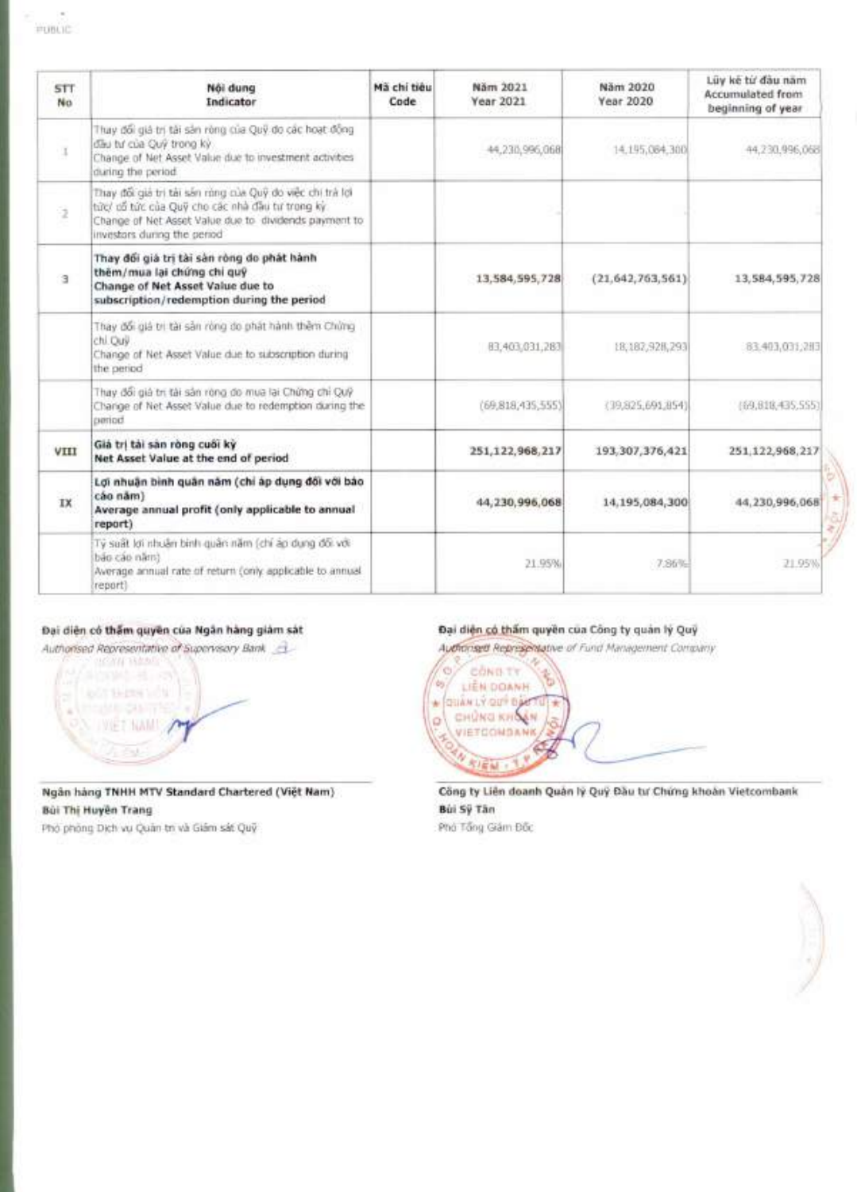| STT No | Nội dung Indicator | Mã chỉ tiêu Code | Năm 2021 Year 2021 | Năm 2020 Year 2020 | Lũy kế từ đầu năm Accumulated from beginning of year |
|---|---|---|---|---|---|
| 1 | Thay đổi giá trị tài sản ròng của Quỹ do các hoạt động đầu tư của Quỹ trong kỳ<br>Change of Net Asset Value due to investment activities during the period | | 44,230,996,068 | 14,195,084,300 | 44,230,996,068 |
| 2 | Thay đổi giá trị tài sản ròng của Quỹ do việc chi trả lợi tức/ cổ tức của Quỹ cho các nhà đầu tư trong kỳ<br>Change of Net Asset Value due to dividends payment to investors during the period | | - | - | |
| 3 | **Thay đổi giá trị tài sản ròng do phát hành thêm/mua lại chứng chỉ quỹ**<br>**Change of Net Asset Value due to subscription/redemption during the period** | | **13,584,595,728** | **(21,642,763,561)** | **13,584,595,728** |
| | Thay đổi giá trị tài sản ròng do phát hành thêm Chứng chỉ Quỹ<br>Change of Net Asset Value due to subscription during the period | | 83,403,031,283 | 18,182,928,293 | 83,403,031,283 |
| | Thay đổi giá trị tài sản ròng do mua lại Chứng chỉ Quỹ<br>Change of Net Asset Value due to redemption during the period | | (69,818,435,555) | (39,825,691,854) | (69,818,435,555) |
| VIII | **Giá trị tài sản ròng cuối kỳ**<br>**Net Asset Value at the end of period** | | **251,122,968,217** | **193,307,376,421** | **251,122,968,217** |
| IX | **Lợi nhuận bình quân năm (chỉ áp dụng đối với báo cáo năm)**<br>**Average annual profit (only applicable to annual report)** | | **44,230,996,068** | **14,195,084,300** | **44,230,996,068** |
| | Tỷ suất lợi nhuận bình quân năm (chỉ áp dụng đối với báo cáo năm)<br>Average annual rate of return (only applicable to annual report) | | 21.95% | 7.86% | 21.95% |

**Đại diện có thẩm quyền của Ngân hàng giám sát**
*Authorised Representative of Supervisory Bank*

**Ngân hàng TNHH MTV Standard Chartered (Việt Nam)**
**Bùi Thị Huyền Trang**
Phó phòng Dịch vụ Quản trị và Giám sát Quỹ

**Đại diện có thẩm quyền của Công ty quản lý Quỹ**
*Authorised Representative of Fund Management Company*

**Công ty Liên doanh Quản lý Quỹ Đầu tư Chứng khoán Vietcombank**
**Bùi Sỹ Tân**
Phó Tổng Giám Đốc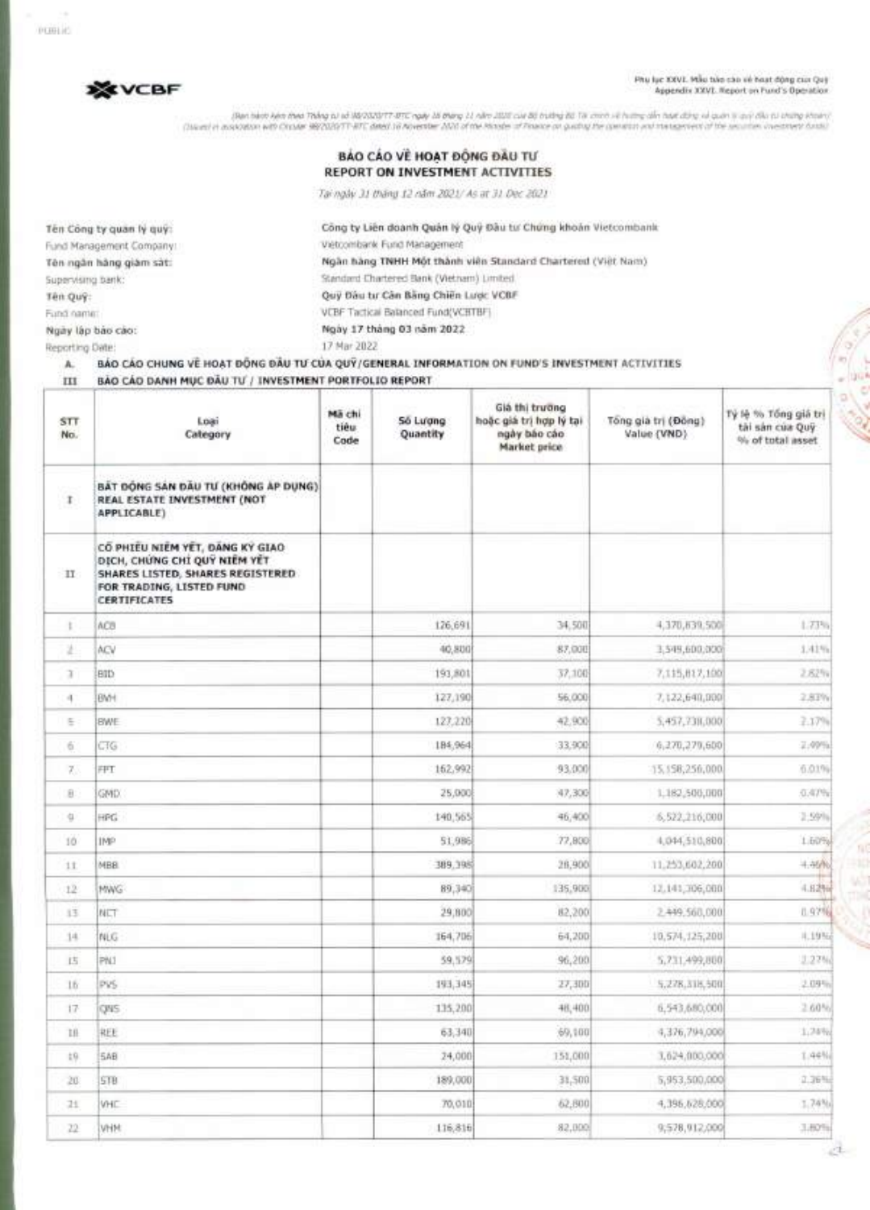**VCBF**

Phụ lục XXVI. Mẫu báo cáo về hoạt động của Quỹ
Appendix XXVI. Report on Fund's Operation

(Ban hành kèm theo Thông tư số 98/2020/TT-BTC ngày 16 tháng 11 năm 2020 của Bộ trưởng Bộ Tài chính về hướng dẫn hoạt động và quản lý quỹ đầu tư chứng khoán)
(Issued in association with Circular 98/2020/TT-BTC dated 16 November 2020 of the Minister of Finance on guiding the operation and management of the securities investment funds)

## BÁO CÁO VỀ HOẠT ĐỘNG ĐẦU TƯ
## REPORT ON INVESTMENT ACTIVITIES

*Tại ngày 31 tháng 12 năm 2021/ As at 31 Dec 2021*

| | |
|---|---|
| Tên Công ty quản lý quỹ:<br>Fund Management Company: | Công ty Liên doanh Quản lý Quỹ Đầu tư Chứng khoán Vietcombank<br>Vietcombank Fund Management |
| Tên ngân hàng giám sát:<br>Supervising bank: | Ngân hàng TNHH Một thành viên Standard Chartered (Việt Nam)<br>Standard Chartered Bank (Vietnam) Limited |
| Tên Quỹ:<br>Fund name: | Quỹ Đầu tư Cân Bằng Chiến Lược VCBF<br>VCBF Tactical Balanced Fund(VCBTBF) |
| Ngày lập báo cáo:<br>Reporting Date: | Ngày 17 tháng 03 năm 2022<br>17 Mar 2022 |

A. BÁO CÁO CHUNG VỀ HOẠT ĐỘNG ĐẦU TƯ CỦA QUỸ/GENERAL INFORMATION ON FUND'S INVESTMENT ACTIVITIES

III BÁO CÁO DANH MỤC ĐẦU TƯ / INVESTMENT PORTFOLIO REPORT

| STT No. | Loại Category | Mã chỉ tiêu Code | Số Lượng Quantity | Giá thị trường hoặc giá trị hợp lý tại ngày báo cáo Market price | Tổng giá trị (Đồng) Value (VND) | Tỷ lệ % Tổng giá trị tài sản của Quỹ % of total asset |
|---|---|---|---|---|---|---|
| I | BẤT ĐỘNG SẢN ĐẦU TƯ (KHÔNG ÁP DỤNG) REAL ESTATE INVESTMENT (NOT APPLICABLE) | | | | | |
| II | CỔ PHIẾU NIÊM YẾT, ĐĂNG KÝ GIAO DỊCH, CHỨNG CHỈ QUỸ NIÊM YẾT SHARES LISTED, SHARES REGISTERED FOR TRADING, LISTED FUND CERTIFICATES | | | | | |
| 1 | ACB | | 126,691 | 34,500 | 4,370,839,500 | 1.73% |
| 2 | ACV | | 40,800 | 87,000 | 3,549,600,000 | 1.41% |
| 3 | BID | | 191,801 | 37,100 | 7,115,817,100 | 2.82% |
| 4 | BVH | | 127,190 | 56,000 | 7,122,640,000 | 2.83% |
| 5 | BWE | | 127,220 | 42,900 | 5,457,738,000 | 2.17% |
| 6 | CTG | | 184,964 | 33,900 | 6,270,279,600 | 2.49% |
| 7 | FPT | | 162,992 | 93,000 | 15,158,256,000 | 6.01% |
| 8 | GMD | | 25,000 | 47,300 | 1,182,500,000 | 0.47% |
| 9 | HPG | | 140,565 | 46,400 | 6,522,216,000 | 2.59% |
| 10 | IMP | | 51,986 | 77,800 | 4,044,510,800 | 1.60% |
| 11 | MBB | | 389,398 | 28,900 | 11,253,602,200 | 4.46% |
| 12 | MWG | | 89,340 | 135,900 | 12,141,306,000 | 4.82% |
| 13 | NCT | | 29,800 | 82,200 | 2,449,560,000 | 0.97% |
| 14 | NLG | | 164,706 | 64,200 | 10,574,125,200 | 4.19% |
| 15 | PNJ | | 59,579 | 96,200 | 5,731,499,800 | 2.27% |
| 16 | PVS | | 193,345 | 27,300 | 5,278,318,500 | 2.09% |
| 17 | QNS | | 135,200 | 48,400 | 6,543,680,000 | 2.60% |
| 18 | REE | | 63,340 | 69,100 | 4,376,794,000 | 1.74% |
| 19 | SAB | | 24,000 | 151,000 | 3,624,000,000 | 1.44% |
| 20 | STB | | 189,000 | 31,500 | 5,953,500,000 | 2.36% |
| 21 | VHC | | 70,010 | 62,800 | 4,396,628,000 | 1.74% |
| 22 | VHM | | 116,816 | 82,000 | 9,578,912,000 | 3.80% |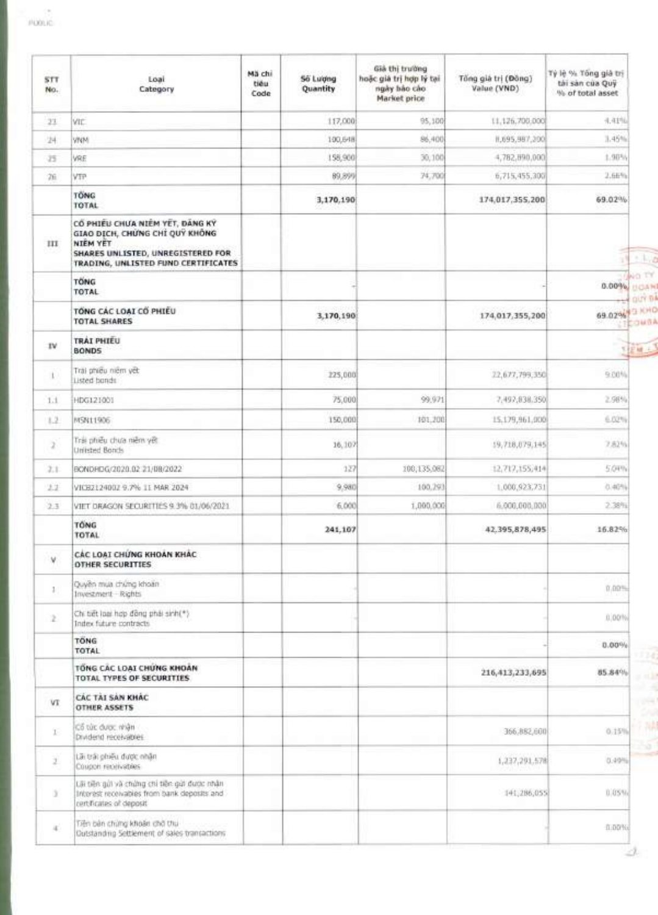| STT No. | Loại Category | Mã chỉ tiêu Code | Số Lượng Quantity | Giá thị trường hoặc giá trị hợp lý tại ngày báo cáo Market price | Tổng giá trị (Đồng) Value (VND) | Tỷ lệ % Tổng giá trị tài sản của Quỹ % of total asset |
|---|---|---|---|---|---|---|
| 23 | VIC | | 117,000 | 95,100 | 11,126,700,000 | 4.41% |
| 24 | VNM | | 100,648 | 86,400 | 8,695,987,200 | 3.45% |
| 25 | VRE | | 158,900 | 30,100 | 4,782,890,000 | 1.90% |
| 26 | VTP | | 89,899 | 74,700 | 6,715,455,300 | 2.66% |
| | **TỔNG TOTAL** | | **3,170,190** | | **174,017,355,200** | **69.02%** |
| III | **CỔ PHIẾU CHƯA NIÊM YẾT, ĐĂNG KÝ GIAO DỊCH, CHỨNG CHỈ QUỸ KHÔNG NIÊM YẾT SHARES UNLISTED, UNREGISTERED FOR TRADING, UNLISTED FUND CERTIFICATES** | | | | | |
| | **TỔNG TOTAL** | | - | | - | **0.00%** |
| | **TỔNG CÁC LOẠI CỔ PHIẾU TOTAL SHARES** | | **3,170,190** | | **174,017,355,200** | **69.02%** |
| IV | **TRÁI PHIẾU BONDS** | | | | | |
| 1 | Trái phiếu niêm yết Listed bonds | | 225,000 | | 22,677,799,350 | 9.00% |
| 1.1 | HDG121001 | | 75,000 | 99,971 | 7,497,838,350 | 2.98% |
| 1.2 | MSN11906 | | 150,000 | 101,200 | 15,179,961,000 | 6.02% |
| 2 | Trái phiếu chưa niêm yết Unlisted Bonds | | 16,107 | | 19,718,079,145 | 7.82% |
| 2.1 | BONDHDG/2020.02 21/08/2022 | | 127 | 100,135,082 | 12,717,155,414 | 5.04% |
| 2.2 | VICB2124002 9.7% 11 MAR 2024 | | 9,980 | 100,293 | 1,000,923,731 | 0.40% |
| 2.3 | VIET DRAGON SECURITIES 9.3% 01/06/2021 | | 6,000 | 1,000,000 | 6,000,000,000 | 2.38% |
| | **TỔNG TOTAL** | | **241,107** | | **42,395,878,495** | **16.82%** |
| V | **CÁC LOẠI CHỨNG KHOÁN KHÁC OTHER SECURITIES** | | | | | |
| 1 | Quyền mua chứng khoán Investment - Rights | | | | - | 0.00% |
| 2 | Chi tiết loại hợp đồng phái sinh(*) Index future contracts | | | | - | 0.00% |
| | **TỔNG TOTAL** | | | | - | **0.00%** |
| | **TỔNG CÁC LOẠI CHỨNG KHOÁN TOTAL TYPES OF SECURITIES** | | | | **216,413,233,695** | **85.84%** |
| VI | **CÁC TÀI SẢN KHÁC OTHER ASSETS** | | | | | |
| 1 | Cổ tức được nhận Dividend receivables | | | | 366,882,600 | 0.15% |
| 2 | Lãi trái phiếu được nhận Coupon receivables | | | | 1,237,291,578 | 0.49% |
| 3 | Lãi tiền gửi và chứng chỉ tiền gửi được nhận Interest receivables from bank deposits and certificates of deposit | | | | 141,286,055 | 0.05% |
| 4 | Tiền bán chứng khoán chờ thu Outstanding Settlement of sales transactions | | | | - | 0.00% |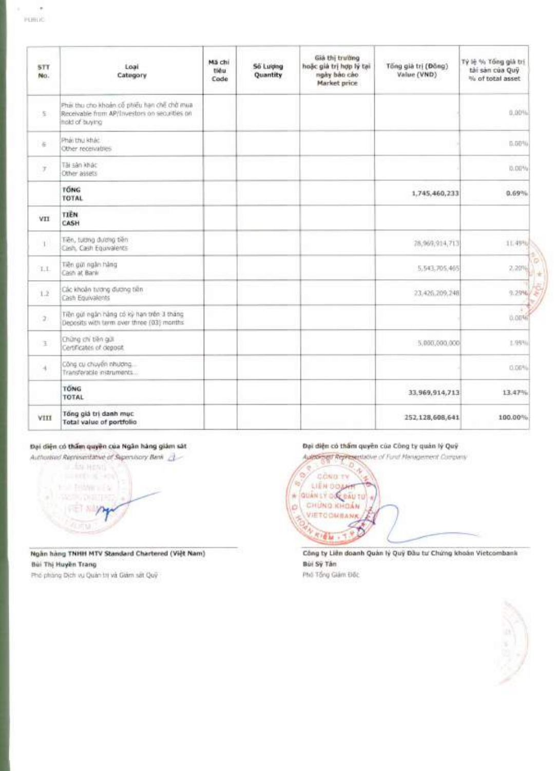| STT No. | Loại Category | Mã chỉ tiêu Code | Số Lượng Quantity | Giá thị trường hoặc giá trị hợp lý tại ngày báo cáo Market price | Tổng giá trị (Đồng) Value (VND) | Tỷ lệ % Tổng giá trị tài sản của Quỹ % of total asset |
|---|---|---|---|---|---|---|
| 5 | Phải thu cho khoản cổ phiếu hạn chế chờ mua Receivable from AP/Investors on securities on hold of buying | | | | | 0.00% |
| 6 | Phải thu khác Other receivables | | | | | 0.00% |
| 7 | Tài sản khác Other assets | | | | | 0.00% |
| | **TỔNG TOTAL** | | | | **1,745,460,233** | **0.69%** |
| VII | **TIỀN CASH** | | | | | |
| 1 | Tiền, tương đương tiền Cash, Cash Equivalents | | | | 28,969,914,713 | 11.49% |
| 1.1 | Tiền gửi ngân hàng Cash at Bank | | | | 5,543,705,465 | 2.20% |
| 1.2 | Các khoản tương đương tiền Cash Equivalents | | | | 23,426,209,248 | 9.29% |
| 2 | Tiền gửi ngân hàng có kỳ hạn trên 3 tháng Deposits with term over three (03) months | | | | | 0.00% |
| 3 | Chứng chỉ tiền gửi Certificates of deposit | | | | 5,000,000,000 | 1.99% |
| 4 | Công cụ chuyển nhượng Transferable instruments | | | | | 0.00% |
| | **TỔNG TOTAL** | | | | **33,969,914,713** | **13.47%** |
| VIII | **Tổng giá trị danh mục Total value of portfolio** | | | | **252,128,608,641** | **100.00%** |

**Đại diện có thẩm quyền của Ngân hàng giám sát**
*Authorised Representative of Supervisory Bank*

**Ngân hàng TNHH MTV Standard Chartered (Việt Nam)**
**Bùi Thị Huyền Trang**
Phó phòng Dịch vụ Quản trị và Giám sát Quỹ

**Đại diện có thẩm quyền của Công ty quản lý Quỹ**
*Authorised Representative of Fund Management Company*

**Công ty Liên doanh Quản lý Quỹ Đầu tư Chứng khoán Vietcombank**
**Bùi Sỹ Tân**
Phó Tổng Giám Đốc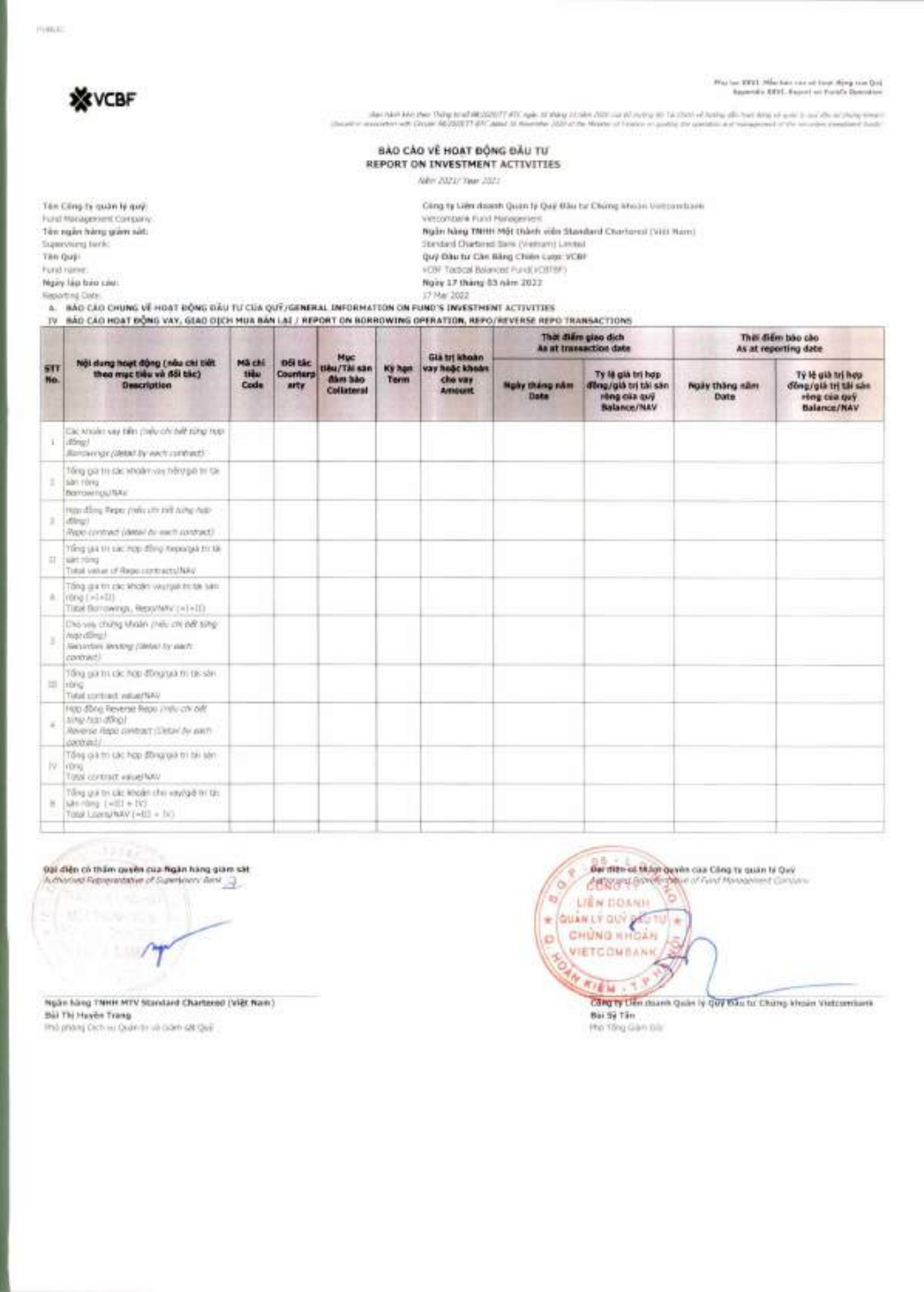VCBF

Phụ lục XXVI. Mẫu báo cáo về hoạt động của Quỹ
Appendix XXVI. Report on Fund's Operation

(ban hành kèm theo Thông tư số 98/2020/TT-BTC ngày 16 tháng 11 năm 2020 của Bộ trưởng Bộ Tài Chính về hướng dẫn hoạt động và quản lý quỹ đầu tư chứng khoán)
(Issued in association with Circular 98/2020/TT-BTC dated 16 November 2020 of the Minister of Finance on guiding the operation and management of the securities investment fund)

## BÁO CÁO VỀ HOẠT ĐỘNG ĐẦU TƯ
## REPORT ON INVESTMENT ACTIVITIES

Năm 2021/ Year 2021

| | |
|---|---|
| Tên Công ty quản lý quỹ: Fund Management Company: | Công ty Liên doanh Quản lý Quỹ Đầu tư Chứng khoán Vietcombank Vietcombank Fund Management |
| Tên ngân hàng giám sát: Supervisory bank: | Ngân hàng TNHH Một thành viên Standard Chartered (Việt Nam) Standard Chartered Bank (Vietnam) Limited |
| Tên Quỹ: Fund name: | Quỹ Đầu tư Cân Bằng Chiến Lược VCBF VCBF Tactical Balanced Fund(VCBFTBF) |
| Ngày lập báo cáo: Reporting Date: | Ngày 17 tháng 03 năm 2022 17 Mar 2022 |

A. BÁO CÁO CHUNG VỀ HOẠT ĐỘNG ĐẦU TƯ CỦA QUỸ/GENERAL INFORMATION ON FUND'S INVESTMENT ACTIVITIES

IV. BÁO CÁO HOẠT ĐỘNG VAY, GIAO DỊCH MUA BÁN LẠI / REPORT ON BORROWING OPERATION, REPO/REVERSE REPO TRANSACTIONS

| STT No. | Nội dung hoạt động (nêu chi tiết theo mục tiêu và đối tác) Description | Mã chỉ tiêu Code | Đối tác Counterparty | Mục tiêu/Tài sản đảm bảo Collateral | Kỳ hạn Term | Giá trị khoản vay hoặc khoản cho vay Amount | Thời điểm giao dịch As at transaction date | | Thời điểm báo cáo As at reporting date | |
|---|---|---|---|---|---|---|---|---|---|---|
| | | | | | | | Ngày tháng năm Date | Tỷ lệ giá trị hợp đồng/giá trị tài sản ròng của quỹ Balance/NAV | Ngày tháng năm Date | Tỷ lệ giá trị hợp đồng/giá trị tài sản ròng của quỹ Balance/NAV |
| 1 | Các khoản vay tiền (nêu chi tiết từng hợp đồng) Borrowings (detail by each contract) | | | | | | | | | |
| 2 | Tổng giá trị các khoản vay tiền/giá trị tài sản ròng Borrowings/NAV | | | | | | | | | |
| 3 | Hợp đồng Repo (nêu chi tiết từng hợp đồng) Repo contract (detail by each contract) | | | | | | | | | |
| II | Tổng giá trị các hợp đồng Repo/giá trị tài sản ròng Total value of Repo contracts/NAV | | | | | | | | | |
| 4 | Tổng giá trị các khoản vay/giá trị tài sản ròng (=I+II) Total Borrowings, Repo/NAV (=I+II) | | | | | | | | | |
| 5 | Cho vay chứng khoán (nêu chi tiết từng hợp đồng) Securities lending (detail by each contract) | | | | | | | | | |
| III | Tổng giá trị các hợp đồng/giá trị tài sản ròng Total contract value/NAV | | | | | | | | | |
| 4 | Hợp đồng Reverse Repo (nêu chi tiết từng hợp đồng) Reverse Repo contract (Detail by each contract) | | | | | | | | | |
| IV | Tổng giá trị các hợp đồng/giá trị tài sản ròng Total contract value/NAV | | | | | | | | | |
| 8 | Tổng giá trị các khoản cho vay/giá trị tài sản ròng (=III + IV) Total Loans/NAV (=III + IV) | | | | | | | | | |

Đại diện có thẩm quyền của Ngân hàng giám sát
Authorised Representative of Supervisory Bank

Ngân hàng TNHH MTV Standard Chartered (Việt Nam)
Bùi Thị Huyền Trang
Phó phòng Dịch vụ Quản trị và Giám sát Quỹ

Đại diện có thẩm quyền của Công ty quản lý Quỹ
Authorised Representative of Fund Management Company

Công ty Liên doanh Quản lý Quỹ Đầu tư Chứng khoán Vietcombank
Bùi Sỹ Tân
Phó Tổng Giám đốc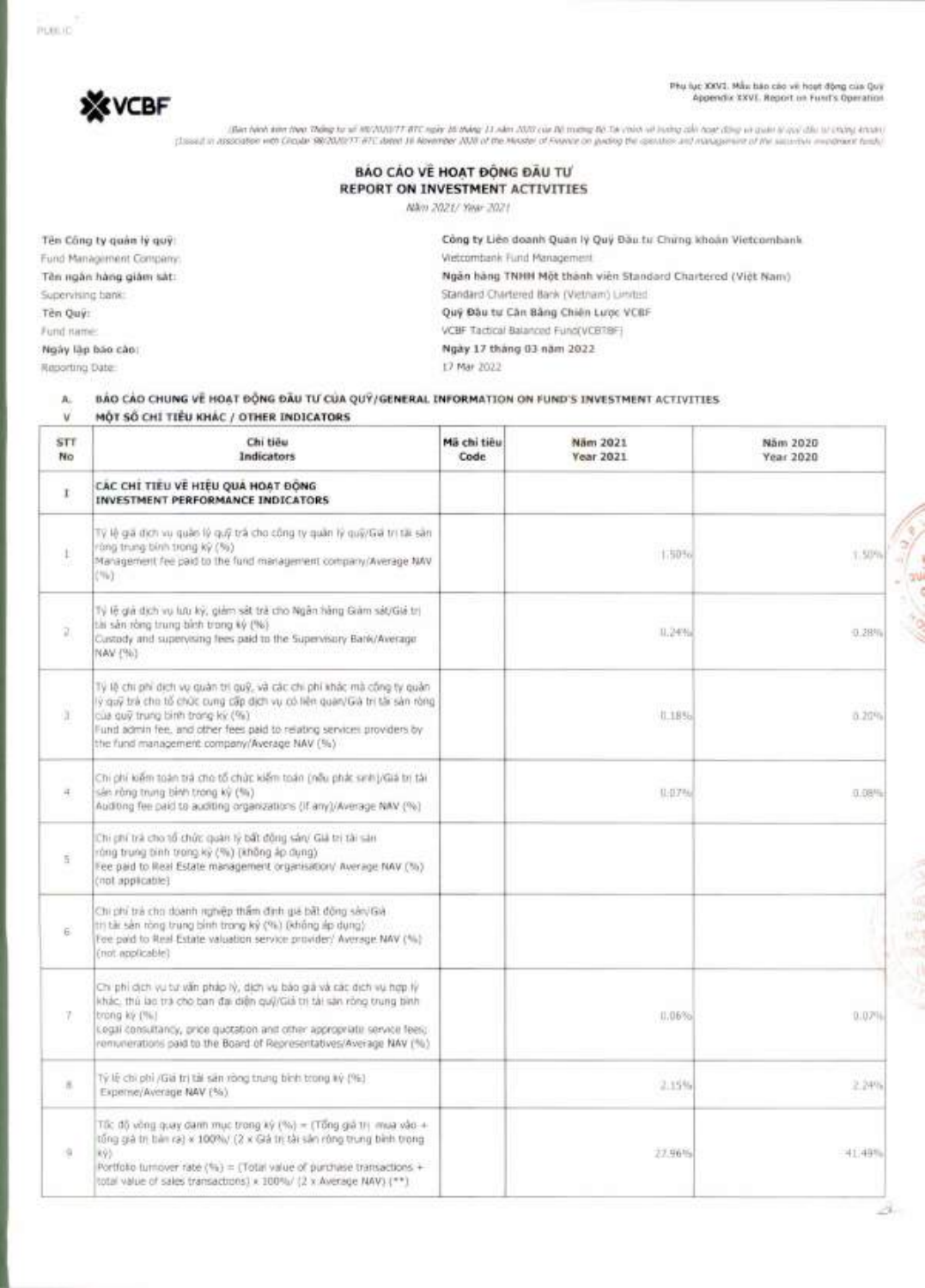![VCBF logo]

Phụ lục XXVI. Mẫu báo cáo về hoạt động của Quỹ
Appendix XXVI. Report on Fund's Operation

(Ban hành kèm theo Thông tư số 98/2020/TT-BTC ngày 16 tháng 11 năm 2020 của Bộ trưởng Bộ Tài chính về hướng dẫn hoạt động và quản lý quỹ đầu tư chứng khoán)
(Issued in association with Circular 98/2020/TT-BTC dated 16 November 2020 of the Minister of Finance on guiding the operation and management of the securities investment funds)

# BÁO CÁO VỀ HOẠT ĐỘNG ĐẦU TƯ
# REPORT ON INVESTMENT ACTIVITIES

Năm 2021/ Year 2021

| | |
|---|---|
| **Tên Công ty quản lý quỹ:** | **Công ty Liên doanh Quản lý Quỹ Đầu tư Chứng khoán Vietcombank** |
| Fund Management Company: | Vietcombank Fund Management |
| **Tên ngân hàng giám sát:** | **Ngân hàng TNHH Một thành viên Standard Chartered (Việt Nam)** |
| Supervising bank: | Standard Chartered Bank (Vietnam) Limited |
| **Tên Quỹ:** | **Quỹ Đầu tư Cân Bằng Chiến Lược VCBF** |
| Fund name: | VCBF Tactical Balanced Fund(VCBTBF) |
| **Ngày lập báo cáo:** | **Ngày 17 tháng 03 năm 2022** |
| Reporting Date: | 17 Mar 2022 |

**A. BÁO CÁO CHUNG VỀ HOẠT ĐỘNG ĐẦU TƯ CỦA QUỸ/GENERAL INFORMATION ON FUND'S INVESTMENT ACTIVITIES**

**V MỘT SỐ CHỈ TIÊU KHÁC / OTHER INDICATORS**

| STT No | Chỉ tiêu Indicators | Mã chỉ tiêu Code | Năm 2021 Year 2021 | Năm 2020 Year 2020 |
|---|---|---|---|---|
| I | **CÁC CHỈ TIÊU VỀ HIỆU QUẢ HOẠT ĐỘNG INVESTMENT PERFORMANCE INDICATORS** | | | |
| 1 | Tỷ lệ giá dịch vụ quản lý quỹ trả cho công ty quản lý quỹ/Giá trị tài sản ròng trung bình trong kỳ (%) Management fee paid to the fund management company/Average NAV (%) | | 1.50% | 1.50% |
| 2 | Tỷ lệ giá dịch vụ lưu ký, giám sát trả cho Ngân hàng Giám sát/Giá trị tài sản ròng trung bình trong kỳ (%) Custody and supervising fees paid to the Supervisory Bank/Average NAV (%) | | 0.24% | 0.28% |
| 3 | Tỷ lệ chi phí dịch vụ quản trị quỹ, và các chi phí khác mà công ty quản lý quỹ trả cho tổ chức cung cấp dịch vụ có liên quan/Giá trị tài sản ròng của quỹ trung bình trong kỳ (%) Fund admin fee, and other fees paid to relating services providers by the fund management company/Average NAV (%) | | 0.18% | 0.20% |
| 4 | Chi phí kiểm toán trả cho tổ chức kiểm toán (nếu phát sinh)/Giá trị tài sản ròng trung bình trong kỳ (%) Auditing fee paid to auditing organizations (if any)/Average NAV (%) | | 0.07% | 0.08% |
| 5 | Chi phí trả cho tổ chức quản lý bất động sản/ Giá trị tài sản ròng trung bình trong kỳ (%) (không áp dụng) Fee paid to Real Estate management organisation/ Average NAV (%) (not applicable) | | | |
| 6 | Chi phí trả cho doanh nghiệp thẩm định giá bất động sản/Giá trị tài sản ròng trung bình trong kỳ (%) (không áp dụng) Fee paid to Real Estate valuation service provider/ Average NAV (%) (not applicable) | | | |
| 7 | Chi phí dịch vụ tư vấn pháp lý, dịch vụ báo giá và các dịch vụ hợp lý khác, thù lao trả cho ban đại diện quỹ/Giá trị tài sản ròng trung bình trong kỳ (%) Legal consultancy, price quotation and other appropriate service fees; remunerations paid to the Board of Representatives/Average NAV (%) | | 0.06% | 0.07% |
| 8 | Tỷ lệ chi phí /Giá trị tài sản ròng trung bình trong kỳ (%) Expense/Average NAV (%) | | 2.15% | 2.24% |
| 9 | Tốc độ vòng quay danh mục trong kỳ (%) = (Tổng giá trị mua vào + tổng giá trị bán ra) x 100%/ (2 x Giá trị tài sản ròng trung bình trong kỳ) Portfolio turnover rate (%) = (Total value of purchase transactions + total value of sales transactions) x 100%/ (2 x Average NAV) (**) | | 27.96% | 41.49% |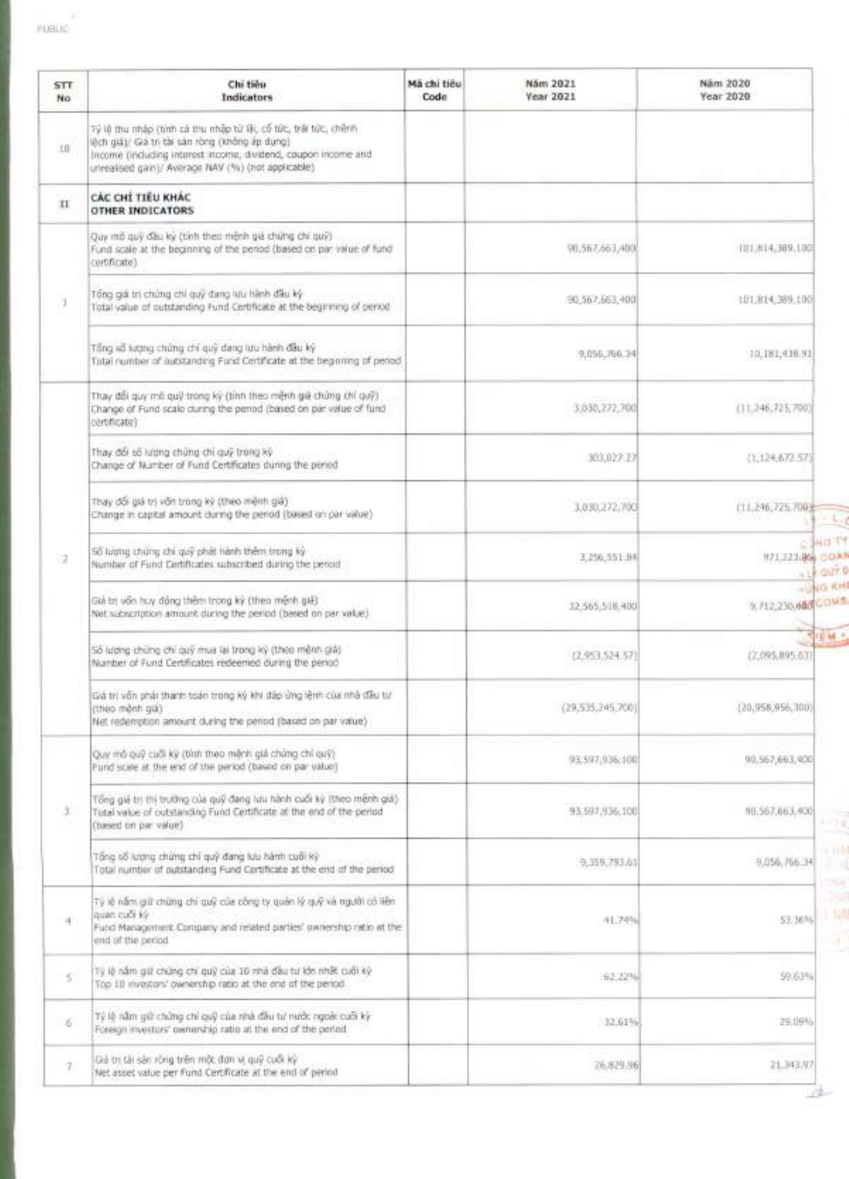| STT No | Chỉ tiêu Indicators | Mã chỉ tiêu Code | Năm 2021 Year 2021 | Năm 2020 Year 2020 |
|---|---|---|---|---|
| 10 | Tỷ lệ thu nhập (tính cả thu nhập từ lãi, cổ tức, trái tức, chênh lệch giá)/ Giá trị tài sản ròng (không áp dụng) Income (including interest income, dividend, coupon income and unrealised gain)/ Average NAV (%) (not applicable) | | | |
| II | **CÁC CHỈ TIÊU KHÁC OTHER INDICATORS** | | | |
| 1 | Quy mô quỹ đầu kỳ (tính theo mệnh giá chứng chỉ quỹ) Fund scale at the beginning of the period (based on par value of fund certificate) | | 90,567,663,400 | 101,814,389,100 |
| | Tổng giá trị chứng chỉ quỹ đang lưu hành đầu kỳ Total value of outstanding Fund Certificate at the beginning of period | | 90,567,663,400 | 101,814,389,100 |
| | Tổng số lượng chứng chỉ quỹ đang lưu hành đầu kỳ Total number of outstanding Fund Certificate at the beginning of period | | 9,056,766.34 | 10,181,438.91 |
| 2 | Thay đổi quy mô quỹ trong kỳ (tính theo mệnh giá chứng chỉ quỹ) Change of Fund scale during the period (based on par value of fund certificate) | | 3,030,272,700 | (11,246,725,700) |
| | Thay đổi số lượng chứng chỉ quỹ trong kỳ Change of Number of Fund Certificates during the period | | 303,027.27 | (1,124,672.57) |
| | Thay đổi giá trị vốn trong kỳ (theo mệnh giá) Change in capital amount during the period (based on par value) | | 3,030,272,700 | (11,246,725,700) |
| | Số lượng chứng chỉ quỹ phát hành thêm trong kỳ Number of Fund Certificates subscribed during the period | | 3,256,551.84 | 971,223.06 |
| | Giá trị vốn huy động thêm trong kỳ (theo mệnh giá) Net subscription amount during the period (based on par value) | | 32,565,518,400 | 9,712,230,600 |
| | Số lượng chứng chỉ quỹ mua lại trong kỳ (theo mệnh giá) Number of Fund Certificates redeemed during the period | | (2,953,524.57) | (2,095,895.63) |
| | Giá trị vốn phải thanh toán trong kỳ khi đáp ứng lệnh của nhà đầu tư (theo mệnh giá) Net redemption amount during the period (based on par value) | | (29,535,245,700) | (20,958,956,300) |
| 3 | Quy mô quỹ cuối kỳ (tính theo mệnh giá chứng chỉ quỹ) Fund scale at the end of the period (based on par value) | | 93,597,936,100 | 90,567,663,400 |
| | Tổng giá trị thị trường của quỹ đang lưu hành cuối kỳ (theo mệnh giá) Total value of outstanding Fund Certificate at the end of the period (based on par value) | | 93,597,936,100 | 90,567,663,400 |
| | Tổng số lượng chứng chỉ quỹ đang lưu hành cuối kỳ Total number of outstanding Fund Certificate at the end of the period | | 9,359,793.61 | 9,056,766.34 |
| 4 | Tỷ lệ nắm giữ chứng chỉ quỹ của công ty quản lý quỹ và người có liên quan cuối kỳ Fund Management Company and related parties' ownership ratio at the end of the period | | 41.74% | 53.36% |
| 5 | Tỷ lệ nắm giữ chứng chỉ quỹ của 10 nhà đầu tư lớn nhất cuối kỳ Top 10 investors' ownership ratio at the end of the period | | 62.22% | 59.63% |
| 6 | Tỷ lệ nắm giữ chứng chỉ quỹ của nhà đầu tư nước ngoài cuối kỳ Foreign investors' ownership ratio at the end of the period | | 32.61% | 29.09% |
| 7 | Giá trị tài sản ròng trên một đơn vị quỹ cuối kỳ Net asset value per Fund Certificate at the end of period | | 26,829.96 | 21,343.97 |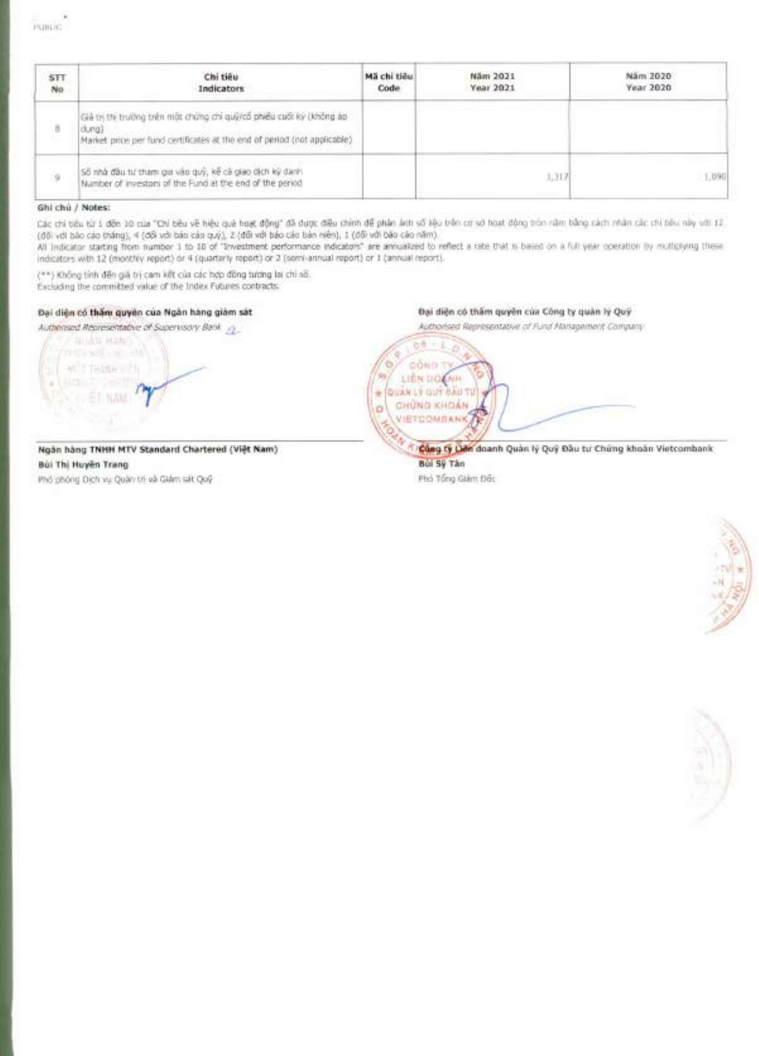| STT No | Chỉ tiêu Indicators | Mã chỉ tiêu Code | Năm 2021 Year 2021 | Năm 2020 Year 2020 |
|---|---|---|---|---|
| 8 | Giá trị thị trường trên một chứng chỉ quỹ/cổ phiếu cuối kỳ (không áp dụng) Market price per fund certificates at the end of period (not applicable) | | | |
| 9 | Số nhà đầu tư tham gia vào quỹ, kể cả giao dịch ký danh Number of investors of the Fund at the end of the period | | 1,317 | 1,090 |

**Ghi chú / Notes:**

Các chỉ tiêu từ 1 đến 10 của "Chỉ tiêu về hiệu quả hoạt động" đã được điều chỉnh để phản ánh số liệu trên cơ sở hoạt động tròn năm bằng cách nhân các chỉ tiêu này với 12 (đối với báo cáo tháng), 4 (đối với báo cáo quý), 2 (đối với báo cáo bán niên), 1 (đối với báo cáo năm).
All indicator starting from number 1 to 10 of "Investment performance indicators" are annualized to reflect a rate that is based on a full year operation by multiplying these indicators with 12 (monthly report) or 4 (quarterly report) or 2 (semi-annual report) or 1 (annual report).

(**) Không tính đến giá trị cam kết của các hợp đồng tương lai chỉ số.
Excluding the committed value of the Index Futures contracts.

**Đại diện có thẩm quyền của Ngân hàng giám sát**
*Authorised Representative of Supervisory Bank*

**Ngân hàng TNHH MTV Standard Chartered (Việt Nam)**
**Bùi Thị Huyền Trang**
Phó phòng Dịch vụ Quản trị và Giám sát Quỹ

**Đại diện có thẩm quyền của Công ty quản lý Quỹ**
*Authorised Representative of Fund Management Company*

**Công ty Liên doanh Quản lý Quỹ Đầu tư Chứng khoán Vietcombank**
**Bùi Sỹ Tân**
Phó Tổng Giám Đốc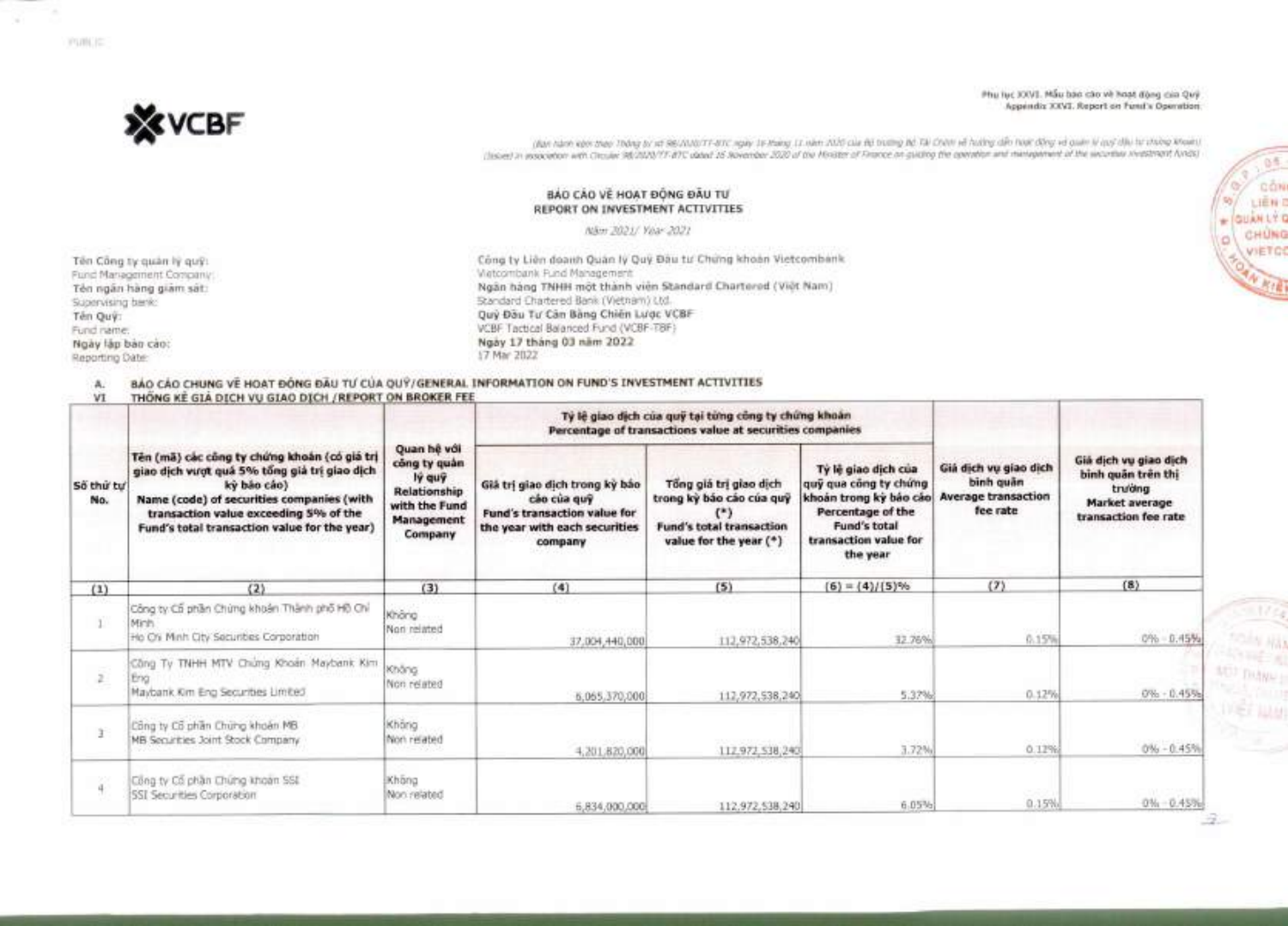Phụ lục XXVI. Mẫu báo cáo về hoạt động của Quỹ
Appendix XXVI. Report on Fund's Operation

(Ban hành kèm theo Thông tư số 98/2020/TT-BTC ngày 16 tháng 11 năm 2020 của Bộ trưởng Bộ Tài Chính về hướng dẫn hoạt động và quản lý quỹ đầu tư chứng khoán)
(Issued in association with Circular 98/2020/TT-BTC dated 16 November 2020 of the Minister of Finance on guiding the operation and management of the securities investment funds)

**VCBF**

## BÁO CÁO VỀ HOẠT ĐỘNG ĐẦU TƯ
## REPORT ON INVESTMENT ACTIVITIES

*Năm 2021/ Year 2021*

| | |
|---|---|
| Tên Công ty quản lý quỹ:<br>Fund Management Company: | Công ty Liên doanh Quản lý Quỹ Đầu tư Chứng khoán Vietcombank<br>Vietcombank Fund Management |
| Tên ngân hàng giám sát:<br>Supervising bank: | Ngân hàng TNHH một thành viên Standard Chartered (Việt Nam)<br>Standard Chartered Bank (Vietnam) Ltd. |
| Tên Quỹ:<br>Fund name: | Quỹ Đầu Tư Cân Bằng Chiến Lược VCBF<br>VCBF Tactical Balanced Fund (VCBF-TBF) |
| Ngày lập báo cáo:<br>Reporting Date: | Ngày 17 tháng 03 năm 2022<br>17 Mar 2022 |

A. **BÁO CÁO CHUNG VỀ HOẠT ĐỘNG ĐẦU TƯ CỦA QUỸ/GENERAL INFORMATION ON FUND'S INVESTMENT ACTIVITIES**

VI **THỐNG KÊ GIÁ DỊCH VỤ GIAO DỊCH /REPORT ON BROKER FEE**

| Số thứ tự No. | Tên (mã) các công ty chứng khoán (có giá trị giao dịch vượt quá 5% tổng giá trị giao dịch kỳ báo cáo) Name (code) of securities companies (with transaction value exceeding 5% of the Fund's total transaction value for the year) | Quan hệ với công ty quản lý quỹ Relationship with the Fund Management Company | Tỷ lệ giao dịch của quỹ tại từng công ty chứng khoán Percentage of transactions value at securities companies | | | Giá dịch vụ giao dịch bình quân Average transaction fee rate | Giá dịch vụ giao dịch bình quân trên thị trường Market average transaction fee rate |
|---|---|---|---|---|---|---|---|
| | | | Giá trị giao dịch trong kỳ báo cáo của quỹ Fund's transaction value for the year with each securities company | Tổng giá trị giao dịch trong kỳ báo cáo của quỹ (*) Fund's total transaction value for the year (*) | Tỷ lệ giao dịch của quỹ qua công ty chứng khoán trong kỳ báo cáo Percentage of the Fund's total transaction value for the year | | |
| (1) | (2) | (3) | (4) | (5) | (6) = (4)/(5)% | (7) | (8) |
| 1 | Công ty Cổ phần Chứng khoán Thành phố Hồ Chí Minh<br>Ho Chi Minh City Securities Corporation | Không<br>Non related | 37,004,440,000 | 112,972,538,240 | 32.76% | 0.15% | 0% - 0.45% |
| 2 | Công Ty TNHH MTV Chứng Khoán Maybank Kim Eng<br>Maybank Kim Eng Securities Limited | Không<br>Non related | 6,065,370,000 | 112,972,538,240 | 5.37% | 0.12% | 0% - 0.45% |
| 3 | Công ty Cổ phần Chứng khoán MB<br>MB Securities Joint Stock Company | Không<br>Non related | 4,201,820,000 | 112,972,538,240 | 3.72% | 0.12% | 0% - 0.45% |
| 4 | Công ty Cổ phần Chứng khoán SSI<br>SSI Securities Corporation | Không<br>Non related | 6,834,000,000 | 112,972,538,240 | 6.05% | 0.15% | 0% - 0.45% |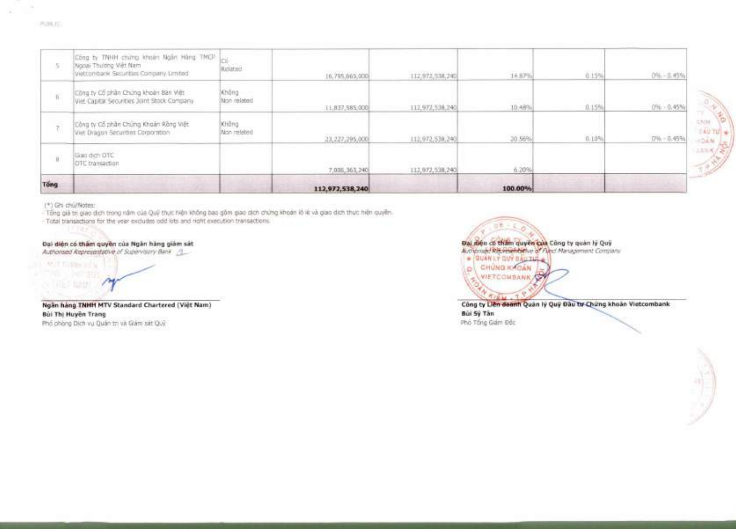| | | | | | | | |
|---|---|---|---|---|---|---|---|
| 5 | Công ty TNHH chứng khoán Ngân Hàng TMCP Ngoại Thương Việt Nam<br>Vietcombank Securities Company Limited | Có<br>Related | 16,795,665,000 | 112,972,538,240 | 14.87% | 0.15% | 0% - 0.45% |
| 6 | Công ty Cổ phần Chứng khoán Bản Việt<br>Viet Capital Securities Joint Stock Company | Không<br>Non related | 11,837,585,000 | 112,972,538,240 | 10.48% | 0.15% | 0% - 0.45% |
| 7 | Công ty Cổ phần Chứng Khoán Rồng Việt<br>Viet Dragon Securities Corporation | Không<br>Non related | 23,227,295,000 | 112,972,538,240 | 20.56% | 0.10% | 0% - 0.45% |
| 8 | Giao dịch OTC<br>OTC transaction | | 7,006,363,240 | 112,972,538,240 | 6.20% | | |
| **Tổng** | | | **112,972,538,240** | | **100.00%** | | |

(*) Ghi chú/Notes:
- Tổng giá trị giao dịch trong năm của Quỹ thực hiện không bao gồm giao dịch chứng khoán lô lẻ và giao dịch thực hiện quyền.
- Total transactions for the year excludes odd lots and right execution transactions.

**Đại diện có thẩm quyền của Ngân hàng giám sát**
*Authorised Representative of Supervisory Bank*

**Ngân hàng TNHH MTV Standard Chartered (Việt Nam)**
**Bùi Thị Huyền Trang**
Phó phòng Dịch vụ Quản trị và Giám sát Quỹ

**Đại diện có thẩm quyền của Công ty quản lý Quỹ**
*Authorised Representative of Fund Management Company*

**Công ty Liên doanh Quản lý Quỹ Đầu tư Chứng khoán Vietcombank**
**Bùi Sỹ Tân**
Phó Tổng Giám Đốc